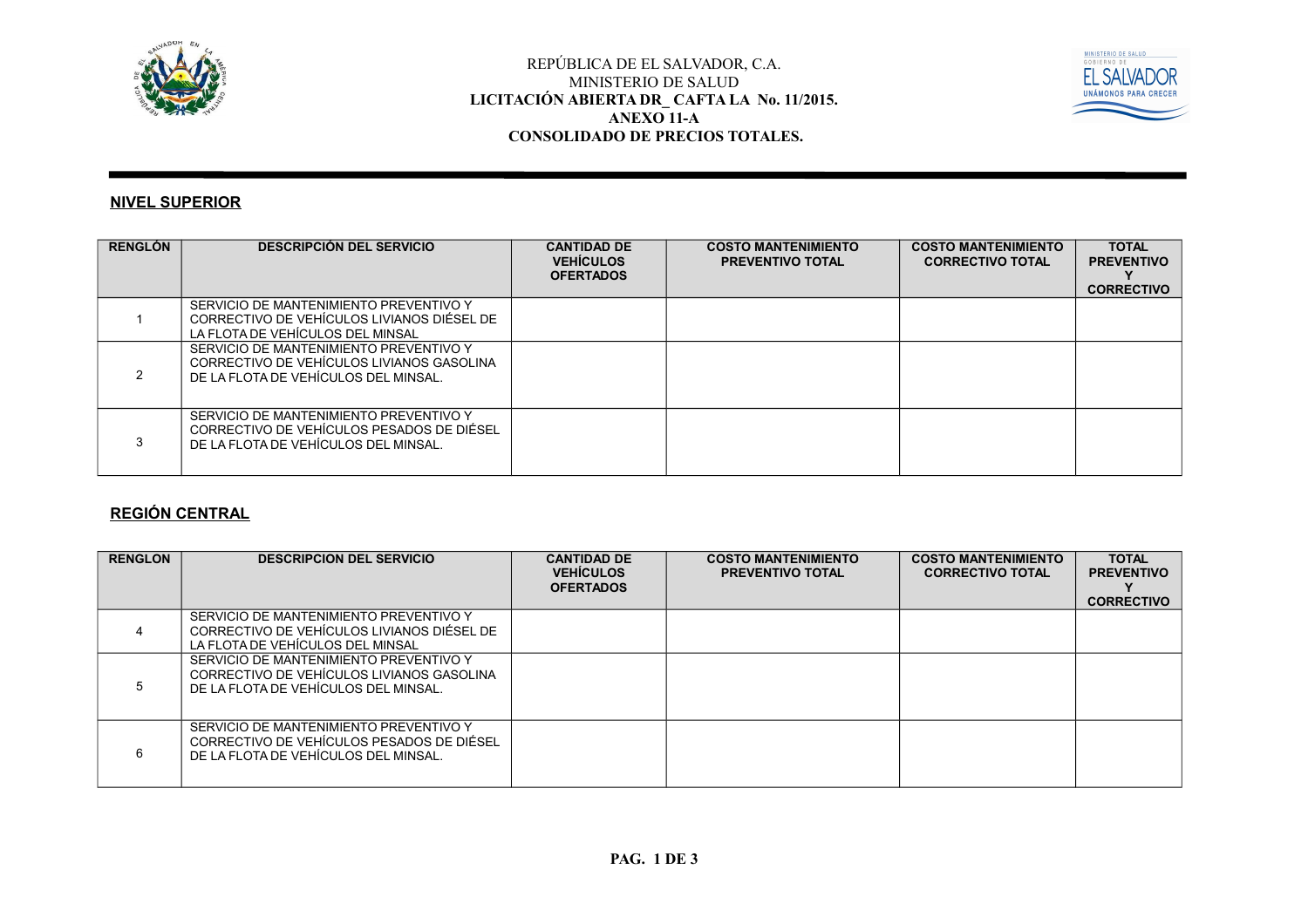REPÚBLICA DE EL SALVADOR, C.A.
MINISTERIO DE SALUD
**LICITACIÓN ABIERTA DR_ CAFTA LA No. 11/2015.**
**ANEXO 11-A**
**CONSOLIDADO DE PRECIOS TOTALES.**

## NIVEL SUPERIOR

| RENGLÓN | DESCRIPCIÓN DEL SERVICIO | CANTIDAD DE VEHÍCULOS OFERTADOS | COSTO MANTENIMIENTO PREVENTIVO TOTAL | COSTO MANTENIMIENTO CORRECTIVO TOTAL | TOTAL PREVENTIVO Y CORRECTIVO |
|---|---|---|---|---|---|
| 1 | SERVICIO DE MANTENIMIENTO PREVENTIVO Y CORRECTIVO DE VEHÍCULOS LIVIANOS DIÉSEL DE LA FLOTA DE VEHÍCULOS DEL MINSAL | | | | |
| 2 | SERVICIO DE MANTENIMIENTO PREVENTIVO Y CORRECTIVO DE VEHÍCULOS LIVIANOS GASOLINA DE LA FLOTA DE VEHÍCULOS DEL MINSAL. | | | | |
| 3 | SERVICIO DE MANTENIMIENTO PREVENTIVO Y CORRECTIVO DE VEHÍCULOS PESADOS DE DIÉSEL DE LA FLOTA DE VEHÍCULOS DEL MINSAL. | | | | |

## REGIÓN CENTRAL

| RENGLON | DESCRIPCION DEL SERVICIO | CANTIDAD DE VEHÍCULOS OFERTADOS | COSTO MANTENIMIENTO PREVENTIVO TOTAL | COSTO MANTENIMIENTO CORRECTIVO TOTAL | TOTAL PREVENTIVO Y CORRECTIVO |
|---|---|---|---|---|---|
| 4 | SERVICIO DE MANTENIMIENTO PREVENTIVO Y CORRECTIVO DE VEHÍCULOS LIVIANOS DIÉSEL DE LA FLOTA DE VEHÍCULOS DEL MINSAL | | | | |
| 5 | SERVICIO DE MANTENIMIENTO PREVENTIVO Y CORRECTIVO DE VEHÍCULOS LIVIANOS GASOLINA DE LA FLOTA DE VEHÍCULOS DEL MINSAL. | | | | |
| 6 | SERVICIO DE MANTENIMIENTO PREVENTIVO Y CORRECTIVO DE VEHÍCULOS PESADOS DE DIÉSEL DE LA FLOTA DE VEHÍCULOS DEL MINSAL. | | | | |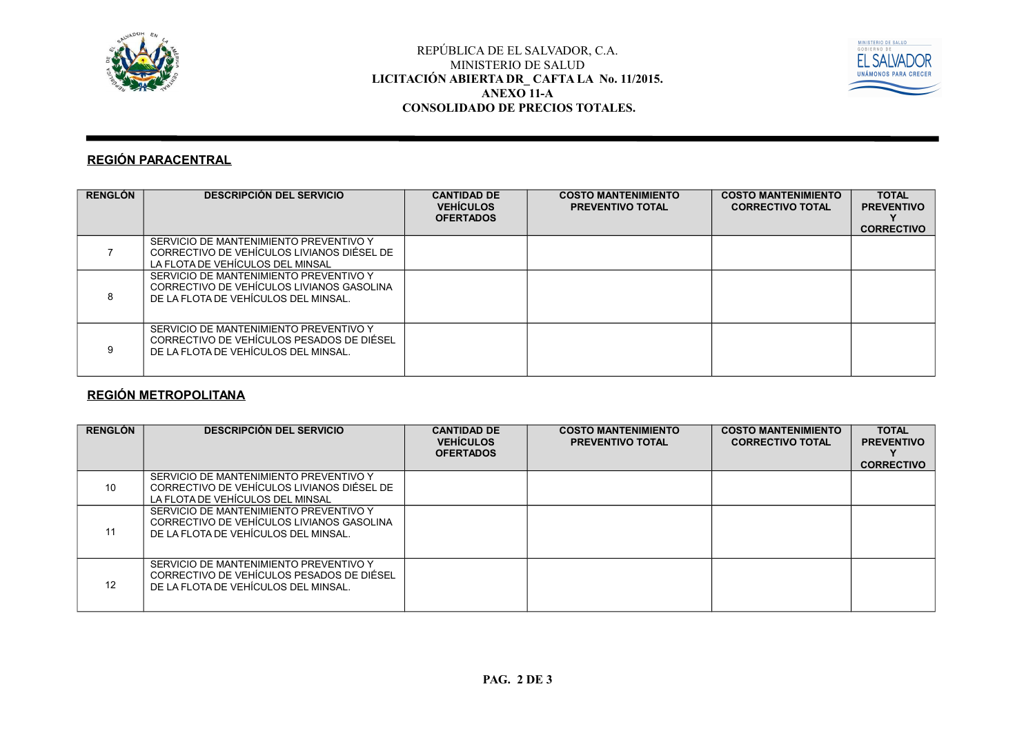REPÚBLICA DE EL SALVADOR, C.A.
MINISTERIO DE SALUD
**LICITACIÓN ABIERTA DR_ CAFTA LA No. 11/2015.**
**ANEXO 11-A**
**CONSOLIDADO DE PRECIOS TOTALES.**

## REGIÓN PARACENTRAL

| RENGLÓN | DESCRIPCIÓN DEL SERVICIO | CANTIDAD DE VEHÍCULOS OFERTADOS | COSTO MANTENIMIENTO PREVENTIVO TOTAL | COSTO MANTENIMIENTO CORRECTIVO TOTAL | TOTAL PREVENTIVO Y CORRECTIVO |
|---|---|---|---|---|---|
| 7 | SERVICIO DE MANTENIMIENTO PREVENTIVO Y CORRECTIVO DE VEHÍCULOS LIVIANOS DIÉSEL DE LA FLOTA DE VEHÍCULOS DEL MINSAL | | | | |
| 8 | SERVICIO DE MANTENIMIENTO PREVENTIVO Y CORRECTIVO DE VEHÍCULOS LIVIANOS GASOLINA DE LA FLOTA DE VEHÍCULOS DEL MINSAL. | | | | |
| 9 | SERVICIO DE MANTENIMIENTO PREVENTIVO Y CORRECTIVO DE VEHÍCULOS PESADOS DE DIÉSEL DE LA FLOTA DE VEHÍCULOS DEL MINSAL. | | | | |

## REGIÓN METROPOLITANA

| RENGLÓN | DESCRIPCIÓN DEL SERVICIO | CANTIDAD DE VEHÍCULOS OFERTADOS | COSTO MANTENIMIENTO PREVENTIVO TOTAL | COSTO MANTENIMIENTO CORRECTIVO TOTAL | TOTAL PREVENTIVO Y CORRECTIVO |
|---|---|---|---|---|---|
| 10 | SERVICIO DE MANTENIMIENTO PREVENTIVO Y CORRECTIVO DE VEHÍCULOS LIVIANOS DIÉSEL DE LA FLOTA DE VEHÍCULOS DEL MINSAL | | | | |
| 11 | SERVICIO DE MANTENIMIENTO PREVENTIVO Y CORRECTIVO DE VEHÍCULOS LIVIANOS GASOLINA DE LA FLOTA DE VEHÍCULOS DEL MINSAL. | | | | |
| 12 | SERVICIO DE MANTENIMIENTO PREVENTIVO Y CORRECTIVO DE VEHÍCULOS PESADOS DE DIÉSEL DE LA FLOTA DE VEHÍCULOS DEL MINSAL. | | | | |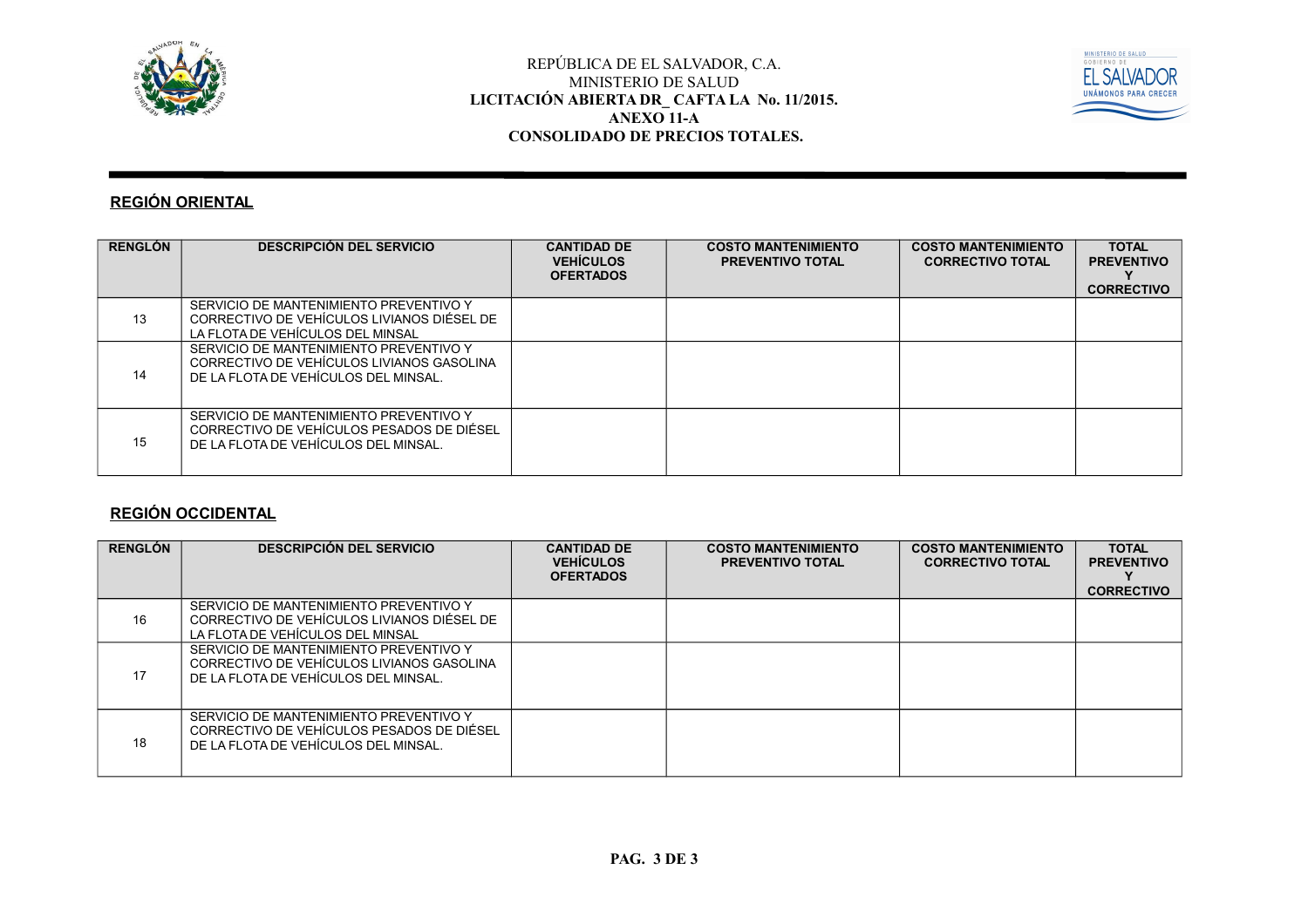REPÚBLICA DE EL SALVADOR, C.A.
MINISTERIO DE SALUD
**LICITACIÓN ABIERTA DR_ CAFTA LA No. 11/2015.**
**ANEXO 11-A**
**CONSOLIDADO DE PRECIOS TOTALES.**

## REGIÓN ORIENTAL

| RENGLÓN | DESCRIPCIÓN DEL SERVICIO | CANTIDAD DE VEHÍCULOS OFERTADOS | COSTO MANTENIMIENTO PREVENTIVO TOTAL | COSTO MANTENIMIENTO CORRECTIVO TOTAL | TOTAL PREVENTIVO Y CORRECTIVO |
|---|---|---|---|---|---|
| 13 | SERVICIO DE MANTENIMIENTO PREVENTIVO Y CORRECTIVO DE VEHÍCULOS LIVIANOS DIÉSEL DE LA FLOTA DE VEHÍCULOS DEL MINSAL | | | | |
| 14 | SERVICIO DE MANTENIMIENTO PREVENTIVO Y CORRECTIVO DE VEHÍCULOS LIVIANOS GASOLINA DE LA FLOTA DE VEHÍCULOS DEL MINSAL. | | | | |
| 15 | SERVICIO DE MANTENIMIENTO PREVENTIVO Y CORRECTIVO DE VEHÍCULOS PESADOS DE DIÉSEL DE LA FLOTA DE VEHÍCULOS DEL MINSAL. | | | | |

## REGIÓN OCCIDENTAL

| RENGLÓN | DESCRIPCIÓN DEL SERVICIO | CANTIDAD DE VEHÍCULOS OFERTADOS | COSTO MANTENIMIENTO PREVENTIVO TOTAL | COSTO MANTENIMIENTO CORRECTIVO TOTAL | TOTAL PREVENTIVO Y CORRECTIVO |
|---|---|---|---|---|---|
| 16 | SERVICIO DE MANTENIMIENTO PREVENTIVO Y CORRECTIVO DE VEHÍCULOS LIVIANOS DIÉSEL DE LA FLOTA DE VEHÍCULOS DEL MINSAL | | | | |
| 17 | SERVICIO DE MANTENIMIENTO PREVENTIVO Y CORRECTIVO DE VEHÍCULOS LIVIANOS GASOLINA DE LA FLOTA DE VEHÍCULOS DEL MINSAL. | | | | |
| 18 | SERVICIO DE MANTENIMIENTO PREVENTIVO Y CORRECTIVO DE VEHÍCULOS PESADOS DE DIÉSEL DE LA FLOTA DE VEHÍCULOS DEL MINSAL. | | | | |